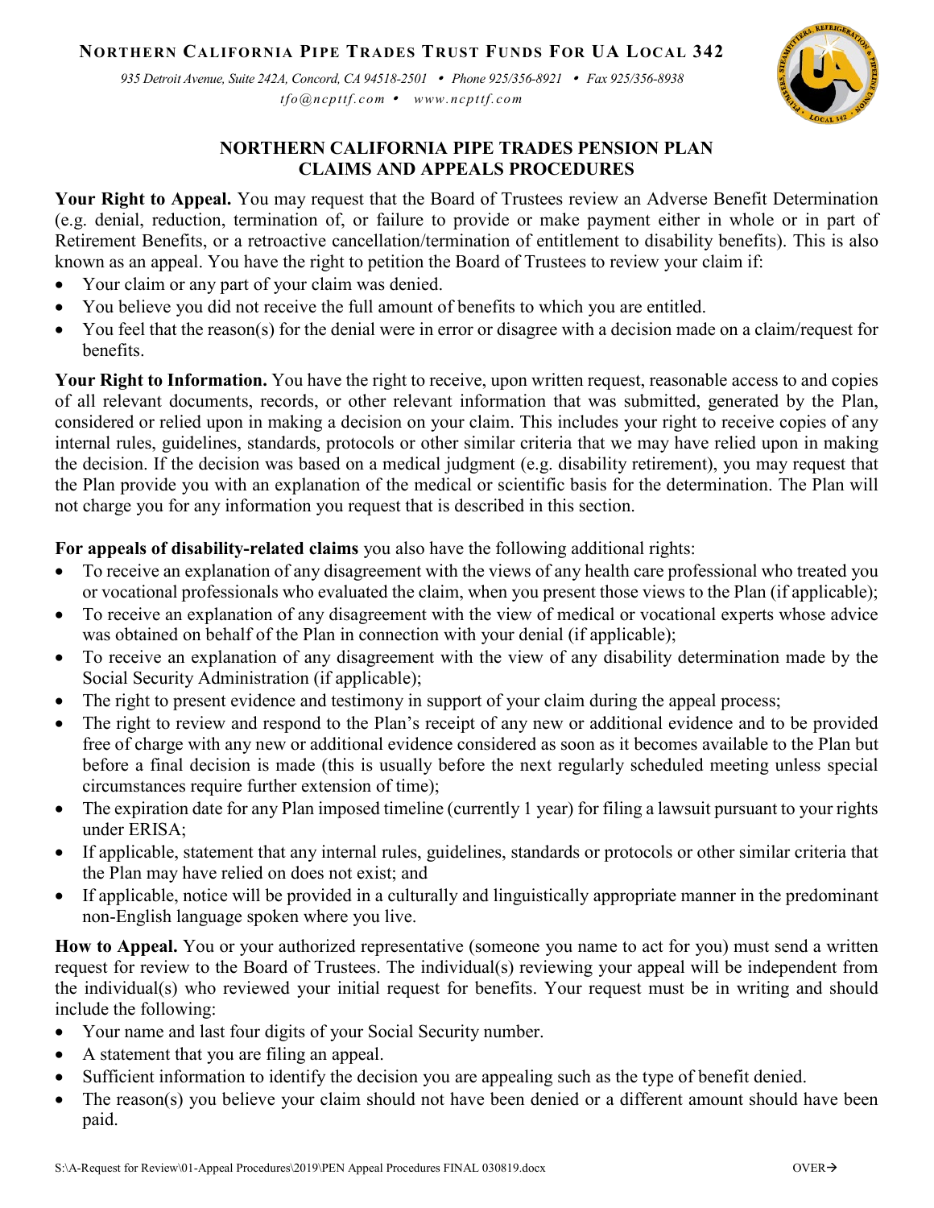**NORTHERN CALIFORNIA PIPE TRADES TRUST FUNDS FOR UA LOCAL 342**

*935 Detroit Avenue, Suite 242A, Concord, CA 94518-2501 • Phone 925/356-8921 • Fax 925/356-8938*
*tfo@ncpttf.com • www.ncpttf.com*

## NORTHERN CALIFORNIA PIPE TRADES PENSION PLAN CLAIMS AND APPEALS PROCEDURES

**Your Right to Appeal.** You may request that the Board of Trustees review an Adverse Benefit Determination (e.g. denial, reduction, termination of, or failure to provide or make payment either in whole or in part of Retirement Benefits, or a retroactive cancellation/termination of entitlement to disability benefits). This is also known as an appeal. You have the right to petition the Board of Trustees to review your claim if:

- Your claim or any part of your claim was denied.
- You believe you did not receive the full amount of benefits to which you are entitled.
- You feel that the reason(s) for the denial were in error or disagree with a decision made on a claim/request for benefits.

**Your Right to Information.** You have the right to receive, upon written request, reasonable access to and copies of all relevant documents, records, or other relevant information that was submitted, generated by the Plan, considered or relied upon in making a decision on your claim. This includes your right to receive copies of any internal rules, guidelines, standards, protocols or other similar criteria that we may have relied upon in making the decision. If the decision was based on a medical judgment (e.g. disability retirement), you may request that the Plan provide you with an explanation of the medical or scientific basis for the determination. The Plan will not charge you for any information you request that is described in this section.

**For appeals of disability-related claims** you also have the following additional rights:

- To receive an explanation of any disagreement with the views of any health care professional who treated you or vocational professionals who evaluated the claim, when you present those views to the Plan (if applicable);
- To receive an explanation of any disagreement with the view of medical or vocational experts whose advice was obtained on behalf of the Plan in connection with your denial (if applicable);
- To receive an explanation of any disagreement with the view of any disability determination made by the Social Security Administration (if applicable);
- The right to present evidence and testimony in support of your claim during the appeal process;
- The right to review and respond to the Plan's receipt of any new or additional evidence and to be provided free of charge with any new or additional evidence considered as soon as it becomes available to the Plan but before a final decision is made (this is usually before the next regularly scheduled meeting unless special circumstances require further extension of time);
- The expiration date for any Plan imposed timeline (currently 1 year) for filing a lawsuit pursuant to your rights under ERISA;
- If applicable, statement that any internal rules, guidelines, standards or protocols or other similar criteria that the Plan may have relied on does not exist; and
- If applicable, notice will be provided in a culturally and linguistically appropriate manner in the predominant non-English language spoken where you live.

**How to Appeal.** You or your authorized representative (someone you name to act for you) must send a written request for review to the Board of Trustees. The individual(s) reviewing your appeal will be independent from the individual(s) who reviewed your initial request for benefits. Your request must be in writing and should include the following:

- Your name and last four digits of your Social Security number.
- A statement that you are filing an appeal.
- Sufficient information to identify the decision you are appealing such as the type of benefit denied.
- The reason(s) you believe your claim should not have been denied or a different amount should have been paid.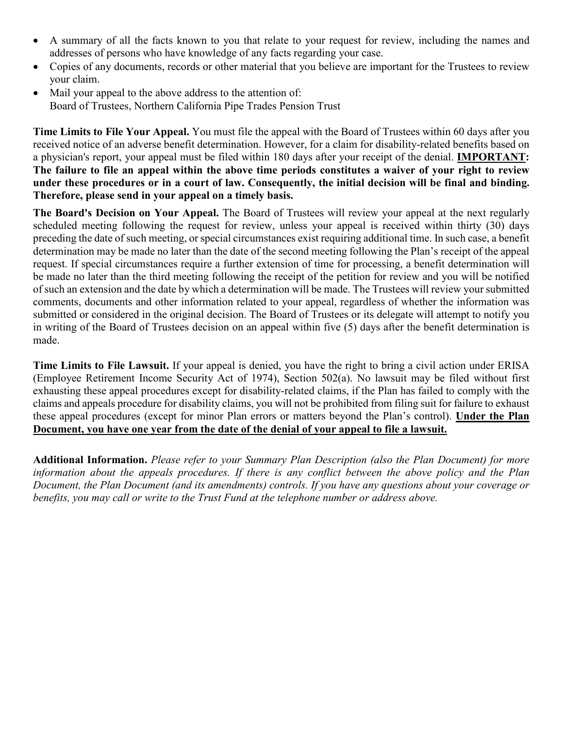- A summary of all the facts known to you that relate to your request for review, including the names and addresses of persons who have knowledge of any facts regarding your case.
- Copies of any documents, records or other material that you believe are important for the Trustees to review your claim.
- Mail your appeal to the above address to the attention of:
  Board of Trustees, Northern California Pipe Trades Pension Trust

**Time Limits to File Your Appeal.** You must file the appeal with the Board of Trustees within 60 days after you received notice of an adverse benefit determination. However, for a claim for disability-related benefits based on a physician's report, your appeal must be filed within 180 days after your receipt of the denial. **<u>IMPORTANT</u>: The failure to file an appeal within the above time periods constitutes a waiver of your right to review under these procedures or in a court of law. Consequently, the initial decision will be final and binding. Therefore, please send in your appeal on a timely basis.**

**The Board's Decision on Your Appeal.** The Board of Trustees will review your appeal at the next regularly scheduled meeting following the request for review, unless your appeal is received within thirty (30) days preceding the date of such meeting, or special circumstances exist requiring additional time. In such case, a benefit determination may be made no later than the date of the second meeting following the Plan's receipt of the appeal request. If special circumstances require a further extension of time for processing, a benefit determination will be made no later than the third meeting following the receipt of the petition for review and you will be notified of such an extension and the date by which a determination will be made. The Trustees will review your submitted comments, documents and other information related to your appeal, regardless of whether the information was submitted or considered in the original decision. The Board of Trustees or its delegate will attempt to notify you in writing of the Board of Trustees decision on an appeal within five (5) days after the benefit determination is made.

**Time Limits to File Lawsuit.** If your appeal is denied, you have the right to bring a civil action under ERISA (Employee Retirement Income Security Act of 1974), Section 502(a). No lawsuit may be filed without first exhausting these appeal procedures except for disability-related claims, if the Plan has failed to comply with the claims and appeals procedure for disability claims, you will not be prohibited from filing suit for failure to exhaust these appeal procedures (except for minor Plan errors or matters beyond the Plan's control). **<u>Under the Plan Document, you have one year from the date of the denial of your appeal to file a lawsuit.</u>**

**Additional Information.** *Please refer to your Summary Plan Description (also the Plan Document) for more information about the appeals procedures. If there is any conflict between the above policy and the Plan Document, the Plan Document (and its amendments) controls. If you have any questions about your coverage or benefits, you may call or write to the Trust Fund at the telephone number or address above.*